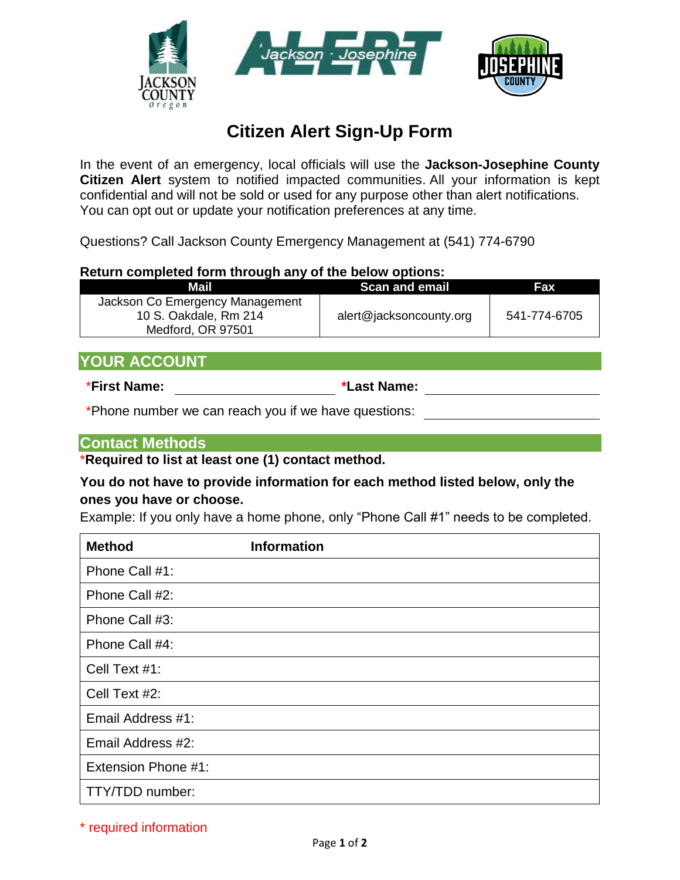# Citizen Alert Sign-Up Form

In the event of an emergency, local officials will use the **Jackson-Josephine County Citizen Alert** system to notified impacted communities. All your information is kept confidential and will not be sold or used for any purpose other than alert notifications. You can opt out or update your notification preferences at any time.

Questions? Call Jackson County Emergency Management at (541) 774-6790

**Return completed form through any of the below options:**

| Mail | Scan and email | Fax |
|---|---|---|
| Jackson Co Emergency Management<br>10 S. Oakdale, Rm 214<br>Medford, OR 97501 | alert@jacksoncounty.org | 541-774-6705 |

## YOUR ACCOUNT

***First Name:** ______________________ ***Last Name:** ______________________

*Phone number we can reach you if we have questions: ______________________

## Contact Methods

***Required to list at least one (1) contact method.**

**You do not have to provide information for each method listed below, only the ones you have or choose.**

Example: If you only have a home phone, only "Phone Call #1" needs to be completed.

| Method | Information |
|---|---|
| Phone Call #1: | |
| Phone Call #2: | |
| Phone Call #3: | |
| Phone Call #4: | |
| Cell Text #1: | |
| Cell Text #2: | |
| Email Address #1: | |
| Email Address #2: | |
| Extension Phone #1: | |
| TTY/TDD number: | |

\* required information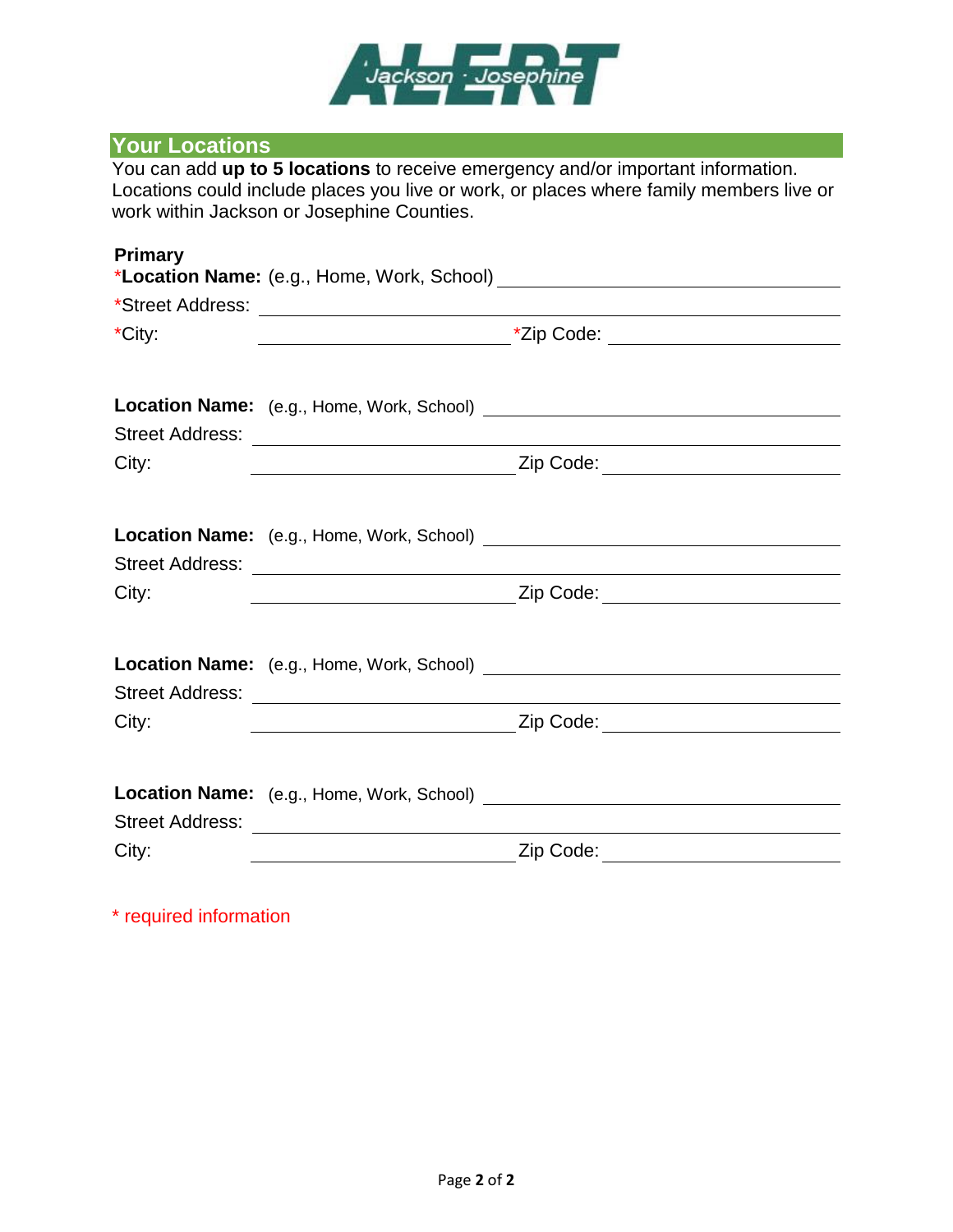Jackson · Josephine ALERT

## Your Locations

You can add **up to 5 locations** to receive emergency and/or important information. Locations could include places you live or work, or places where family members live or work within Jackson or Josephine Counties.

**Primary**

\***Location Name:** (e.g., Home, Work, School) ______________________

\*Street Address: ______________________

\*City: ______________________ \*Zip Code: ______________________

**Location Name:** (e.g., Home, Work, School) ______________________

Street Address: ______________________

City: ______________________ Zip Code: ______________________

**Location Name:** (e.g., Home, Work, School) ______________________

Street Address: ______________________

City: ______________________ Zip Code: ______________________

**Location Name:** (e.g., Home, Work, School) ______________________

Street Address: ______________________

City: ______________________ Zip Code: ______________________

**Location Name:** (e.g., Home, Work, School) ______________________

Street Address: ______________________

City: ______________________ Zip Code: ______________________

\* required information